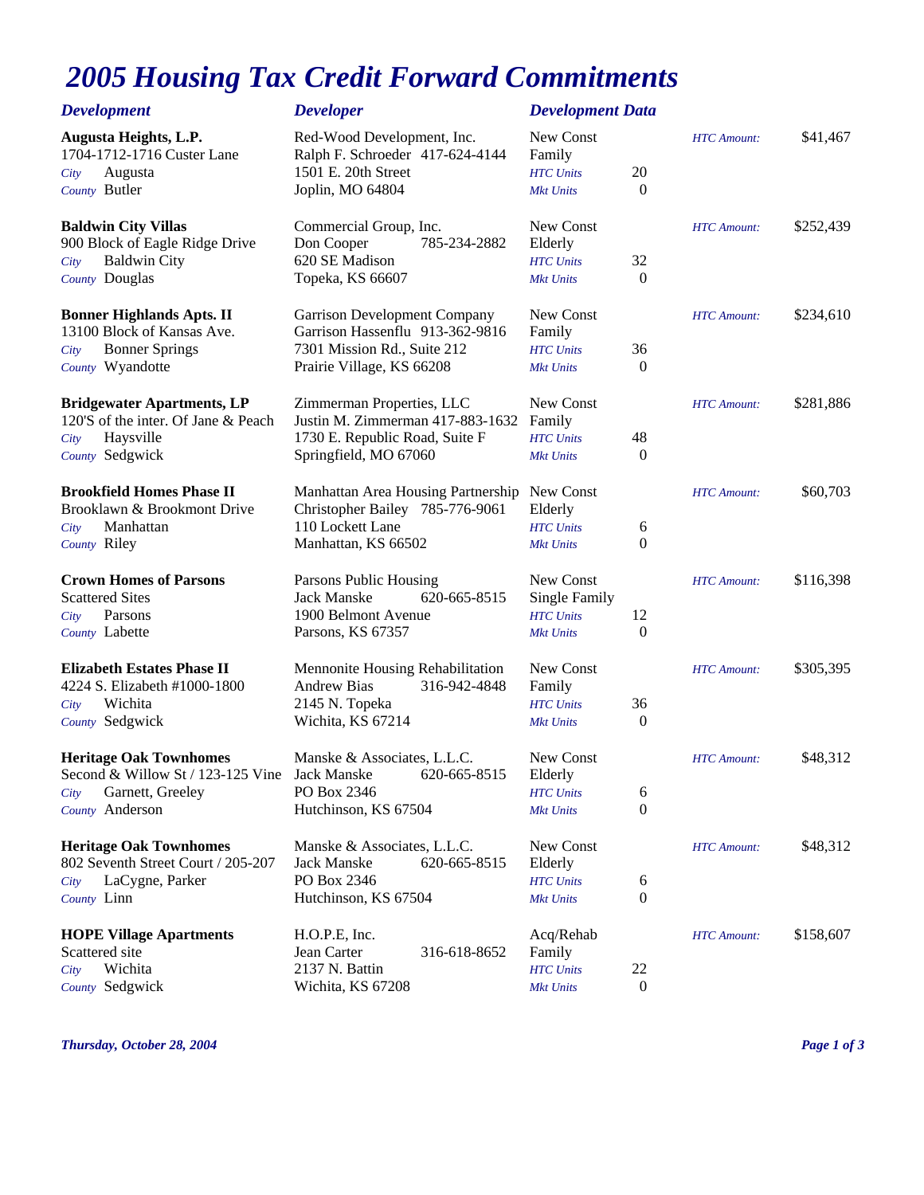# 2005 Housing Tax Credit Forward Commitments

| Development | Developer | Development Data | | HTC Amount |
|---|---|---|---|---|
| **Augusta Heights, L.P.**<br>1704-1712-1716 Custer Lane<br>*City* Augusta<br>*County* Butler | Red-Wood Development, Inc.<br>Ralph F. Schroeder 417-624-4144<br>1501 E. 20th Street<br>Joplin, MO 64804 | New Const<br>Family<br>*HTC Units*<br>*Mkt Units* | <br><br>20<br>0 | $41,467 |
| **Baldwin City Villas**<br>900 Block of Eagle Ridge Drive<br>*City* Baldwin City<br>*County* Douglas | Commercial Group, Inc.<br>Don Cooper 785-234-2882<br>620 SE Madison<br>Topeka, KS 66607 | New Const<br>Elderly<br>*HTC Units*<br>*Mkt Units* | <br><br>32<br>0 | $252,439 |
| **Bonner Highlands Apts. II**<br>13100 Block of Kansas Ave.<br>*City* Bonner Springs<br>*County* Wyandotte | Garrison Development Company<br>Garrison Hassenflu 913-362-9816<br>7301 Mission Rd., Suite 212<br>Prairie Village, KS 66208 | New Const<br>Family<br>*HTC Units*<br>*Mkt Units* | <br><br>36<br>0 | $234,610 |
| **Bridgewater Apartments, LP**<br>120'S of the inter. Of Jane & Peach<br>*City* Haysville<br>*County* Sedgwick | Zimmerman Properties, LLC<br>Justin M. Zimmerman 417-883-1632<br>1730 E. Republic Road, Suite F<br>Springfield, MO 67060 | New Const<br>Family<br>*HTC Units*<br>*Mkt Units* | <br><br>48<br>0 | $281,886 |
| **Brookfield Homes Phase II**<br>Brooklawn & Brookmont Drive<br>*City* Manhattan<br>*County* Riley | Manhattan Area Housing Partnership<br>Christopher Bailey 785-776-9061<br>110 Lockett Lane<br>Manhattan, KS 66502 | New Const<br>Elderly<br>*HTC Units*<br>*Mkt Units* | <br><br>6<br>0 | $60,703 |
| **Crown Homes of Parsons**<br>Scattered Sites<br>*City* Parsons<br>*County* Labette | Parsons Public Housing<br>Jack Manske 620-665-8515<br>1900 Belmont Avenue<br>Parsons, KS 67357 | New Const<br>Single Family<br>*HTC Units*<br>*Mkt Units* | <br><br>12<br>0 | $116,398 |
| **Elizabeth Estates Phase II**<br>4224 S. Elizabeth #1000-1800<br>*City* Wichita<br>*County* Sedgwick | Mennonite Housing Rehabilitation<br>Andrew Bias 316-942-4848<br>2145 N. Topeka<br>Wichita, KS 67214 | New Const<br>Family<br>*HTC Units*<br>*Mkt Units* | <br><br>36<br>0 | $305,395 |
| **Heritage Oak Townhomes**<br>Second & Willow St / 123-125 Vine<br>*City* Garnett, Greeley<br>*County* Anderson | Manske & Associates, L.L.C.<br>Jack Manske 620-665-8515<br>PO Box 2346<br>Hutchinson, KS 67504 | New Const<br>Elderly<br>*HTC Units*<br>*Mkt Units* | <br><br>6<br>0 | $48,312 |
| **Heritage Oak Townhomes**<br>802 Seventh Street Court / 205-207<br>*City* LaCygne, Parker<br>*County* Linn | Manske & Associates, L.L.C.<br>Jack Manske 620-665-8515<br>PO Box 2346<br>Hutchinson, KS 67504 | New Const<br>Elderly<br>*HTC Units*<br>*Mkt Units* | <br><br>6<br>0 | $48,312 |
| **HOPE Village Apartments**<br>Scattered site<br>*City* Wichita<br>*County* Sedgwick | H.O.P.E, Inc.<br>Jean Carter 316-618-8652<br>2137 N. Battin<br>Wichita, KS 67208 | Acq/Rehab<br>Family<br>*HTC Units*<br>*Mkt Units* | <br><br>22<br>0 | $158,607 |

*Thursday, October 28, 2004*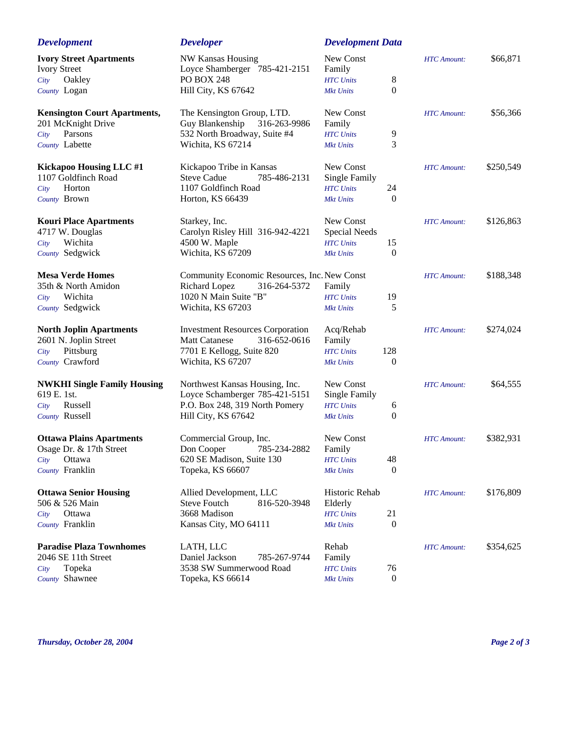| Development | Developer | Development Data | | HTC Amount |
|---|---|---|---|---|
| **Ivory Street Apartments**<br>Ivory Street<br>*City* Oakley<br>*County* Logan | NW Kansas Housing<br>Loyce Shamberger 785-421-2151<br>PO BOX 248<br>Hill City, KS 67642 | New Const<br>Family<br>*HTC Units*<br>*Mkt Units* | <br><br>8<br>0 | $66,871 |
| **Kensington Court Apartments,**<br>201 McKnight Drive<br>*City* Parsons<br>*County* Labette | The Kensington Group, LTD.<br>Guy Blankenship 316-263-9986<br>532 North Broadway, Suite #4<br>Wichita, KS 67214 | New Const<br>Family<br>*HTC Units*<br>*Mkt Units* | <br><br>9<br>3 | $56,366 |
| **Kickapoo Housing LLC #1**<br>1107 Goldfinch Road<br>*City* Horton<br>*County* Brown | Kickapoo Tribe in Kansas<br>Steve Cadue 785-486-2131<br>1107 Goldfinch Road<br>Horton, KS 66439 | New Const<br>Single Family<br>*HTC Units*<br>*Mkt Units* | <br><br>24<br>0 | $250,549 |
| **Kouri Place Apartments**<br>4717 W. Douglas<br>*City* Wichita<br>*County* Sedgwick | Starkey, Inc.<br>Carolyn Risley Hill 316-942-4221<br>4500 W. Maple<br>Wichita, KS 67209 | New Const<br>Special Needs<br>*HTC Units*<br>*Mkt Units* | <br><br>15<br>0 | $126,863 |
| **Mesa Verde Homes**<br>35th & North Amidon<br>*City* Wichita<br>*County* Sedgwick | Community Economic Resources, Inc.<br>Richard Lopez 316-264-5372<br>1020 N Main Suite "B"<br>Wichita, KS 67203 | New Const<br>Family<br>*HTC Units*<br>*Mkt Units* | <br><br>19<br>5 | $188,348 |
| **North Joplin Apartments**<br>2601 N. Joplin Street<br>*City* Pittsburg<br>*County* Crawford | Investment Resources Corporation<br>Matt Catanese 316-652-0616<br>7701 E Kellogg, Suite 820<br>Wichita, KS 67207 | Acq/Rehab<br>Family<br>*HTC Units*<br>*Mkt Units* | <br><br>128<br>0 | $274,024 |
| **NWKHI Single Family Housing**<br>619 E. 1st.<br>*City* Russell<br>*County* Russell | Northwest Kansas Housing, Inc.<br>Loyce Schamberger 785-421-5151<br>P.O. Box 248, 319 North Pomery<br>Hill City, KS 67642 | New Const<br>Single Family<br>*HTC Units*<br>*Mkt Units* | <br><br>6<br>0 | $64,555 |
| **Ottawa Plains Apartments**<br>Osage Dr. & 17th Street<br>*City* Ottawa<br>*County* Franklin | Commercial Group, Inc.<br>Don Cooper 785-234-2882<br>620 SE Madison, Suite 130<br>Topeka, KS 66607 | New Const<br>Family<br>*HTC Units*<br>*Mkt Units* | <br><br>48<br>0 | $382,931 |
| **Ottawa Senior Housing**<br>506 & 526 Main<br>*City* Ottawa<br>*County* Franklin | Allied Development, LLC<br>Steve Foutch 816-520-3948<br>3668 Madison<br>Kansas City, MO 64111 | Historic Rehab<br>Elderly<br>*HTC Units*<br>*Mkt Units* | <br><br>21<br>0 | $176,809 |
| **Paradise Plaza Townhomes**<br>2046 SE 11th Street<br>*City* Topeka<br>*County* Shawnee | LATH, LLC<br>Daniel Jackson 785-267-9744<br>3538 SW Summerwood Road<br>Topeka, KS 66614 | Rehab<br>Family<br>*HTC Units*<br>*Mkt Units* | <br><br>76<br>0 | $354,625 |

*Thursday, October 28, 2004*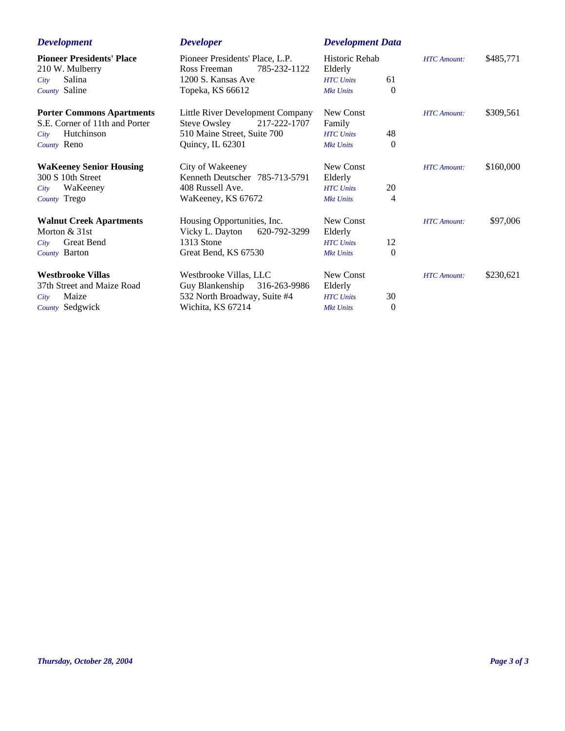| Development | Developer | Development Data | | | |
|---|---|---|---|---|---|
| **Pioneer Presidents' Place**<br>210 W. Mulberry<br>*City* Salina<br>*County* Saline | Pioneer Presidents' Place, L.P.<br>Ross Freeman 785-232-1122<br>1200 S. Kansas Ave<br>Topeka, KS 66612 | Historic Rehab<br>Elderly<br>*HTC Units*<br>*Mkt Units* | <br><br>61<br>0 | *HTC Amount:* | $485,771 |
| **Porter Commons Apartments**<br>S.E. Corner of 11th and Porter<br>*City* Hutchinson<br>*County* Reno | Little River Development Company<br>Steve Owsley 217-222-1707<br>510 Maine Street, Suite 700<br>Quincy, IL 62301 | New Const<br>Family<br>*HTC Units*<br>*Mkt Units* | <br><br>48<br>0 | *HTC Amount:* | $309,561 |
| **WaKeeney Senior Housing**<br>300 S 10th Street<br>*City* WaKeeney<br>*County* Trego | City of Wakeeney<br>Kenneth Deutscher 785-713-5791<br>408 Russell Ave.<br>WaKeeney, KS 67672 | New Const<br>Elderly<br>*HTC Units*<br>*Mkt Units* | <br><br>20<br>4 | *HTC Amount:* | $160,000 |
| **Walnut Creek Apartments**<br>Morton & 31st<br>*City* Great Bend<br>*County* Barton | Housing Opportunities, Inc.<br>Vicky L. Dayton 620-792-3299<br>1313 Stone<br>Great Bend, KS 67530 | New Const<br>Elderly<br>*HTC Units*<br>*Mkt Units* | <br><br>12<br>0 | *HTC Amount:* | $97,006 |
| **Westbrooke Villas**<br>37th Street and Maize Road<br>*City* Maize<br>*County* Sedgwick | Westbrooke Villas, LLC<br>Guy Blankenship 316-263-9986<br>532 North Broadway, Suite #4<br>Wichita, KS 67214 | New Const<br>Elderly<br>*HTC Units*<br>*Mkt Units* | <br><br>30<br>0 | *HTC Amount:* | $230,621 |

***Thursday, October 28, 2004***